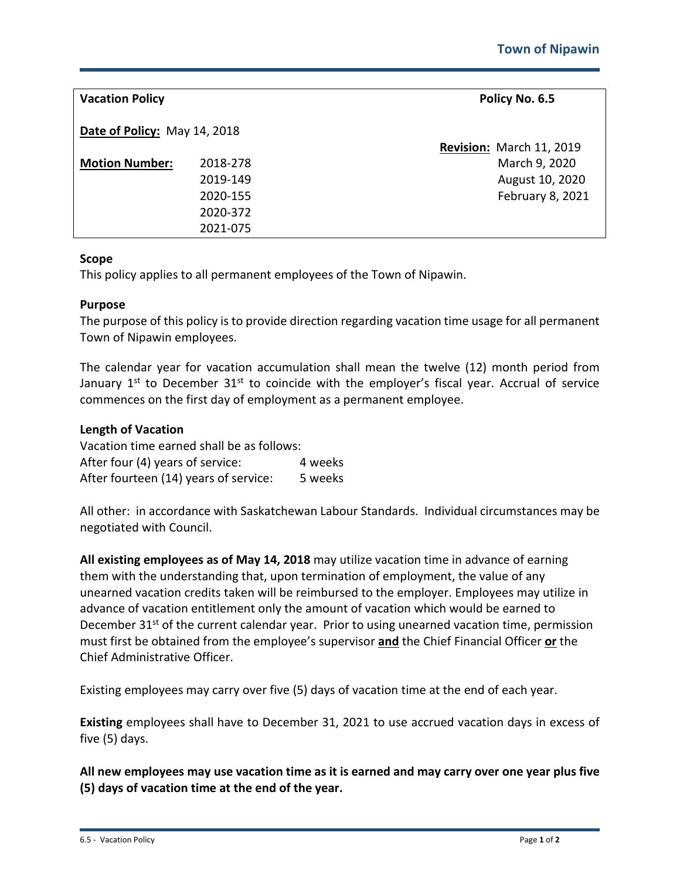**Town of Nipawin**

| **Vacation Policy** | | **Policy No. 6.5** |
|---|---|---|
| **Date of Policy:** May 14, 2018 | | |
| **Motion Number:** | 2018-278 | **Revision:** March 11, 2019 |
| | 2019-149 | March 9, 2020 |
| | 2020-155 | August 10, 2020 |
| | 2020-372 | February 8, 2021 |
| | 2021-075 | |

**Scope**

This policy applies to all permanent employees of the Town of Nipawin.

**Purpose**

The purpose of this policy is to provide direction regarding vacation time usage for all permanent Town of Nipawin employees.

The calendar year for vacation accumulation shall mean the twelve (12) month period from January 1st to December 31st to coincide with the employer's fiscal year. Accrual of service commences on the first day of employment as a permanent employee.

**Length of Vacation**

Vacation time earned shall be as follows:

| | |
|---|---|
| After four (4) years of service: | 4 weeks |
| After fourteen (14) years of service: | 5 weeks |

All other: in accordance with Saskatchewan Labour Standards. Individual circumstances may be negotiated with Council.

**All existing employees as of May 14, 2018** may utilize vacation time in advance of earning them with the understanding that, upon termination of employment, the value of any unearned vacation credits taken will be reimbursed to the employer. Employees may utilize in advance of vacation entitlement only the amount of vacation which would be earned to December 31st of the current calendar year. Prior to using unearned vacation time, permission must first be obtained from the employee's supervisor **and** the Chief Financial Officer **or** the Chief Administrative Officer.

Existing employees may carry over five (5) days of vacation time at the end of each year.

**Existing** employees shall have to December 31, 2021 to use accrued vacation days in excess of five (5) days.

**All new employees may use vacation time as it is earned and may carry over one year plus five (5) days of vacation time at the end of the year.**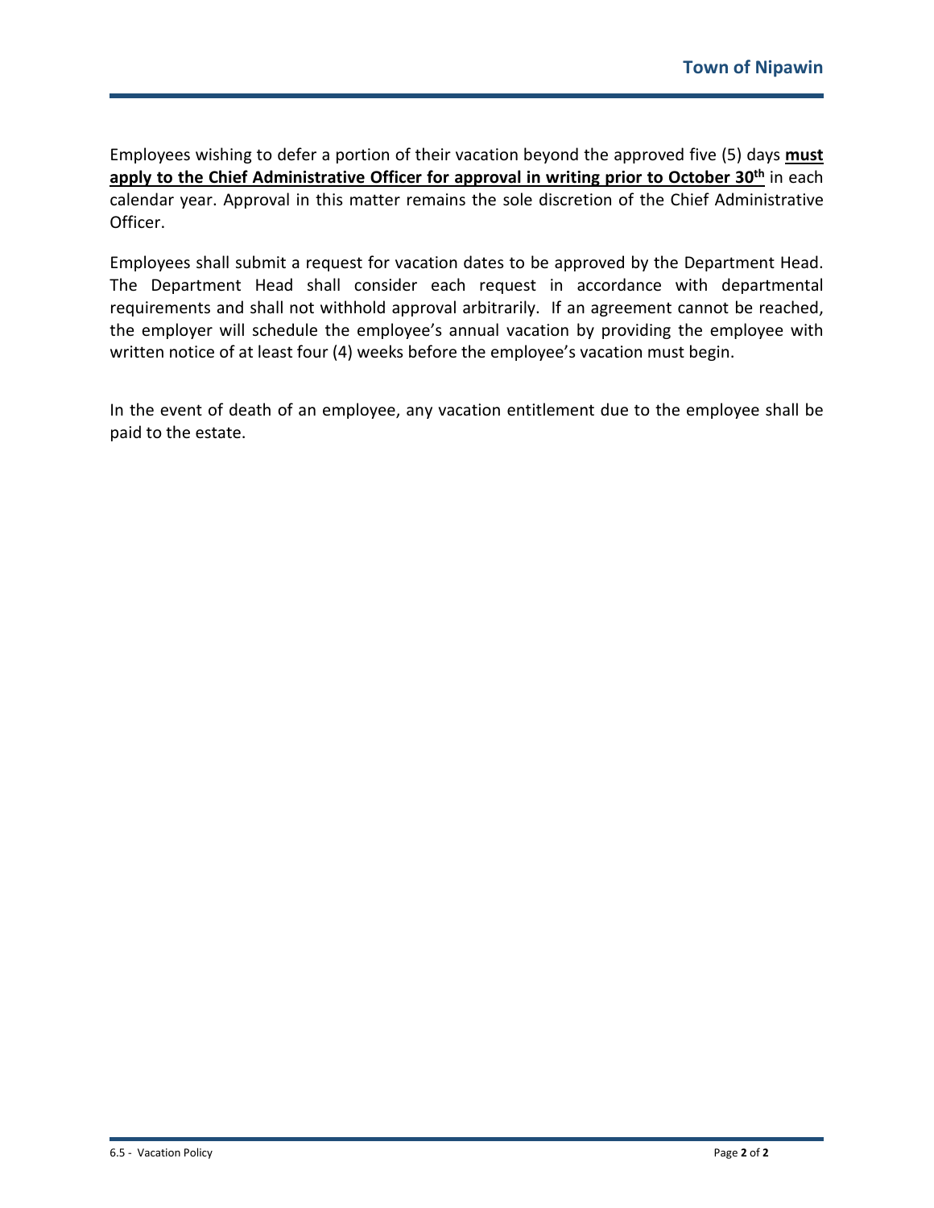Employees wishing to defer a portion of their vacation beyond the approved five (5) days **must apply to the Chief Administrative Officer for approval in writing prior to October 30th** in each calendar year. Approval in this matter remains the sole discretion of the Chief Administrative Officer.

Employees shall submit a request for vacation dates to be approved by the Department Head. The Department Head shall consider each request in accordance with departmental requirements and shall not withhold approval arbitrarily. If an agreement cannot be reached, the employer will schedule the employee's annual vacation by providing the employee with written notice of at least four (4) weeks before the employee's vacation must begin.

In the event of death of an employee, any vacation entitlement due to the employee shall be paid to the estate.